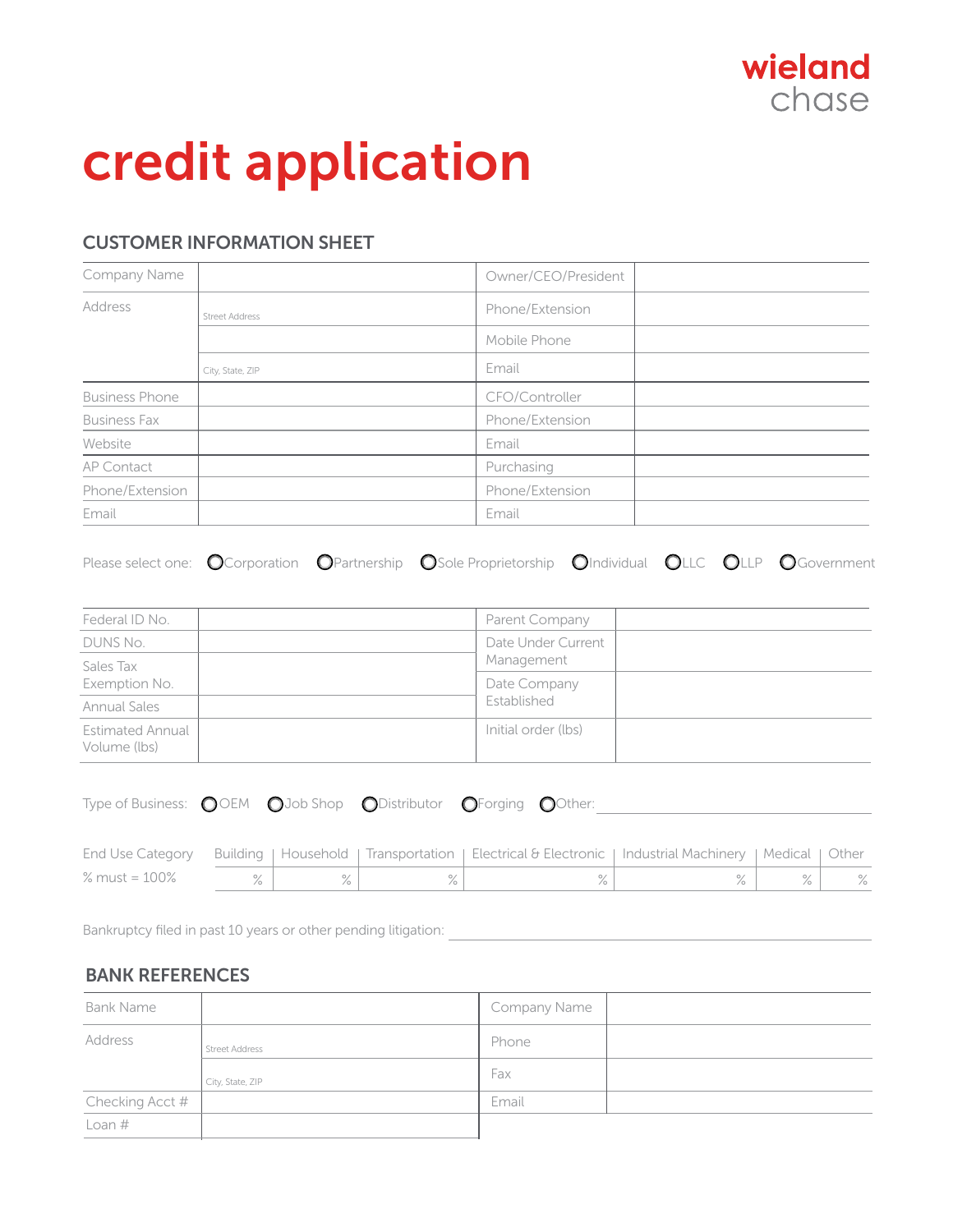wieland
chase

# credit application

## CUSTOMER INFORMATION SHEET

| | | | |
|---|---|---|---|
| Company Name | | Owner/CEO/President | |
| Address | Street Address | Phone/Extension | |
| | | Mobile Phone | |
| | City, State, ZIP | Email | |
| Business Phone | | CFO/Controller | |
| Business Fax | | Phone/Extension | |
| Website | | Email | |
| AP Contact | | Purchasing | |
| Phone/Extension | | Phone/Extension | |
| Email | | Email | |

Please select one: ○ Corporation ○ Partnership ○ Sole Proprietorship ○ Individual ○ LLC ○ LLP ○ Government

| | | | |
|---|---|---|---|
| Federal ID No. | | Parent Company | |
| DUNS No. | | Date Under Current Management | |
| Sales Tax Exemption No. | | Date Company Established | |
| Annual Sales | | | |
| Estimated Annual Volume (lbs) | | Initial order (lbs) | |

Type of Business: ○ OEM ○ Job Shop ○ Distributor ○ Forging ○ Other: \_\_\_\_\_\_\_\_\_\_

| End Use Category | Building | Household | Transportation | Electrical & Electronic | Industrial Machinery | Medical | Other |
|---|---|---|---|---|---|---|---|
| % must = 100% | % | % | % | % | % | % | % |

Bankruptcy filed in past 10 years or other pending litigation: \_\_\_\_\_\_\_\_\_\_

## BANK REFERENCES

| | | | |
|---|---|---|---|
| Bank Name | | Company Name | |
| Address | Street Address | Phone | |
| | City, State, ZIP | Fax | |
| Checking Acct # | | Email | |
| Loan # | | | |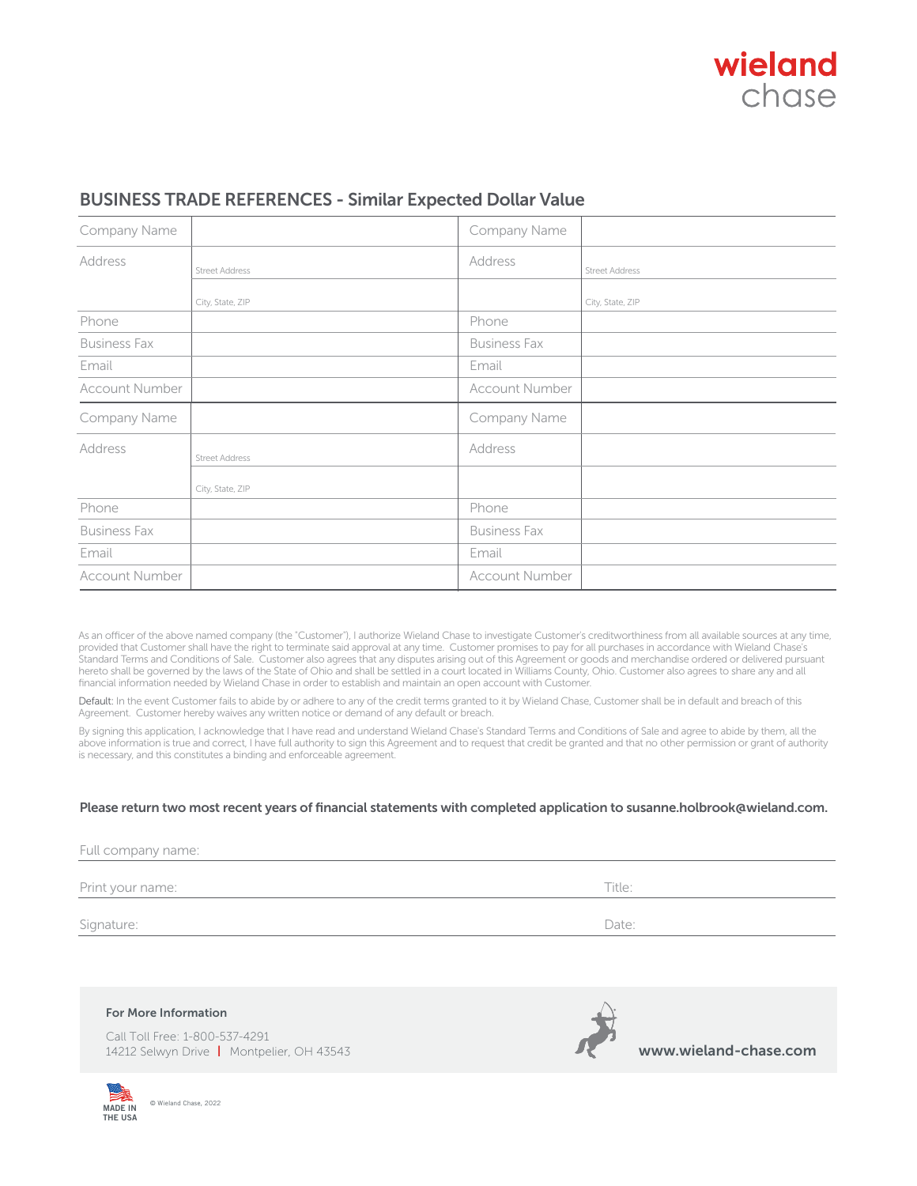wieland chase

## BUSINESS TRADE REFERENCES - Similar Expected Dollar Value

| | | | |
|---|---|---|---|
| Company Name | | Company Name | |
| Address | Street Address | Address | Street Address |
| | City, State, ZIP | | City, State, ZIP |
| Phone | | Phone | |
| Business Fax | | Business Fax | |
| Email | | Email | |
| Account Number | | Account Number | |
| Company Name | | Company Name | |
| Address | Street Address | Address | |
| | City, State, ZIP | | |
| Phone | | Phone | |
| Business Fax | | Business Fax | |
| Email | | Email | |
| Account Number | | Account Number | |

As an officer of the above named company (the "Customer"), I authorize Wieland Chase to investigate Customer's creditworthiness from all available sources at any time, provided that Customer shall have the right to terminate said approval at any time. Customer promises to pay for all purchases in accordance with Wieland Chase's Standard Terms and Conditions of Sale. Customer also agrees that any disputes arising out of this Agreement or goods and merchandise ordered or delivered pursuant hereto shall be governed by the laws of the State of Ohio and shall be settled in a court located in Williams County, Ohio. Customer also agrees to share any and all financial information needed by Wieland Chase in order to establish and maintain an open account with Customer.

Default: In the event Customer fails to abide by or adhere to any of the credit terms granted to it by Wieland Chase, Customer shall be in default and breach of this Agreement. Customer hereby waives any written notice or demand of any default or breach.

By signing this application, I acknowledge that I have read and understand Wieland Chase's Standard Terms and Conditions of Sale and agree to abide by them, all the above information is true and correct, I have full authority to sign this Agreement and to request that credit be granted and that no other permission or grant of authority is necessary, and this constitutes a binding and enforceable agreement.

**Please return two most recent years of financial statements with completed application to susanne.holbrook@wieland.com.**

Full company name: ______________________________

Print your name: ______________________________ Title: ______________________________

Signature: ______________________________ Date: ______________________________

**For More Information**

Call Toll Free: 1-800-537-4291
14212 Selwyn Drive | Montpelier, OH 43543

**www.wieland-chase.com**

MADE IN THE USA

© Wieland Chase, 2022